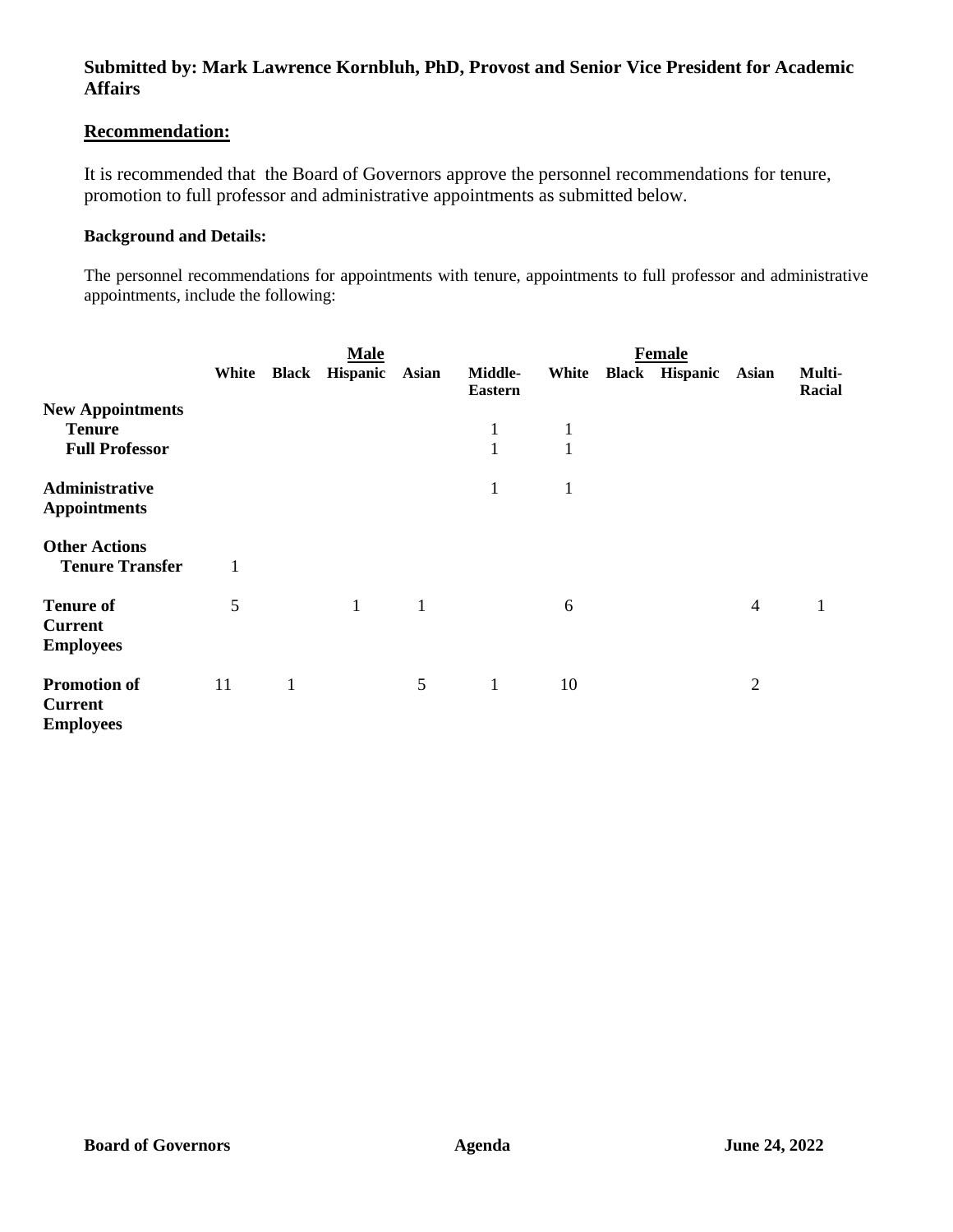**Submitted by: Mark Lawrence Kornbluh, PhD, Provost and Senior Vice President for Academic Affairs**

## Recommendation:

It is recommended that the Board of Governors approve the personnel recommendations for tenure, promotion to full professor and administrative appointments as submitted below.

**Background and Details:**

The personnel recommendations for appointments with tenure, appointments to full professor and administrative appointments, include the following:

| | Male | | | | | Female | | | | |
|---|---|---|---|---|---|---|---|---|---|---|
| | **White** | **Black** | **Hispanic** | **Asian** | **Middle-Eastern** | **White** | **Black** | **Hispanic** | **Asian** | **Multi-Racial** |
| **New Appointments** | | | | | | | | | | |
| **Tenure** | | | | | 1 | 1 | | | | |
| **Full Professor** | | | | | 1 | 1 | | | | |
| **Administrative Appointments** | | | | | 1 | 1 | | | | |
| **Other Actions** | | | | | | | | | | |
| **Tenure Transfer** | 1 | | | | | | | | | |
| **Tenure of Current Employees** | 5 | | 1 | 1 | | 6 | | | 4 | 1 |
| **Promotion of Current Employees** | 11 | 1 | | 5 | 1 | 10 | | | 2 | |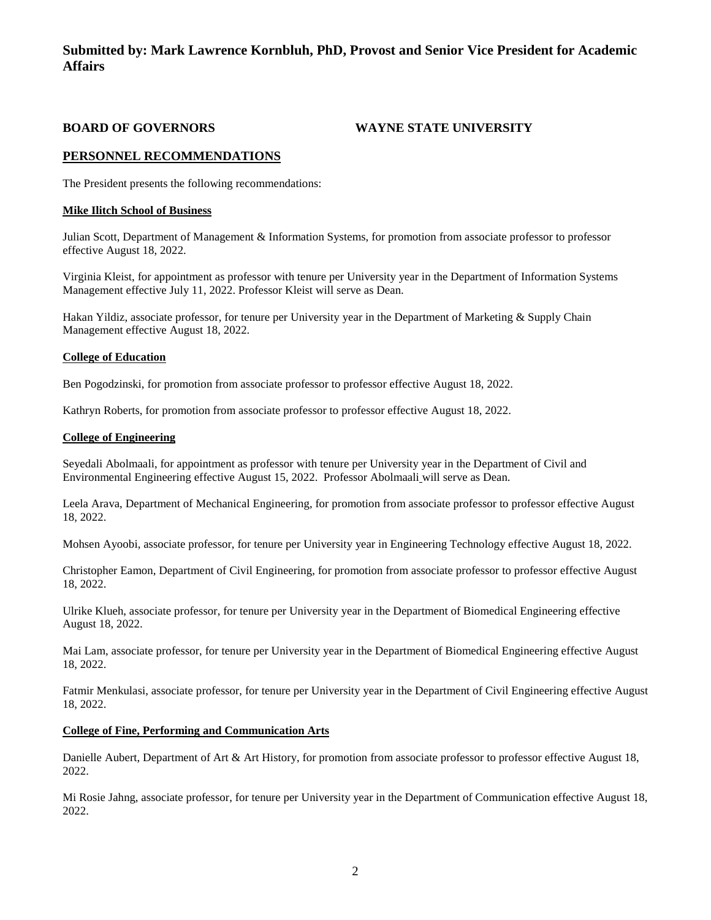**Submitted by: Mark Lawrence Kornbluh, PhD, Provost and Senior Vice President for Academic Affairs**

**BOARD OF GOVERNORS** **WAYNE STATE UNIVERSITY**

## PERSONNEL RECOMMENDATIONS

The President presents the following recommendations:

### Mike Ilitch School of Business

Julian Scott, Department of Management & Information Systems, for promotion from associate professor to professor effective August 18, 2022.

Virginia Kleist, for appointment as professor with tenure per University year in the Department of Information Systems Management effective July 11, 2022. Professor Kleist will serve as Dean.

Hakan Yildiz, associate professor, for tenure per University year in the Department of Marketing & Supply Chain Management effective August 18, 2022.

### College of Education

Ben Pogodzinski, for promotion from associate professor to professor effective August 18, 2022.

Kathryn Roberts, for promotion from associate professor to professor effective August 18, 2022.

### College of Engineering

Seyedali Abolmaali, for appointment as professor with tenure per University year in the Department of Civil and Environmental Engineering effective August 15, 2022. Professor Abolmaali will serve as Dean.

Leela Arava, Department of Mechanical Engineering, for promotion from associate professor to professor effective August 18, 2022.

Mohsen Ayoobi, associate professor, for tenure per University year in Engineering Technology effective August 18, 2022.

Christopher Eamon, Department of Civil Engineering, for promotion from associate professor to professor effective August 18, 2022.

Ulrike Klueh, associate professor, for tenure per University year in the Department of Biomedical Engineering effective August 18, 2022.

Mai Lam, associate professor, for tenure per University year in the Department of Biomedical Engineering effective August 18, 2022.

Fatmir Menkulasi, associate professor, for tenure per University year in the Department of Civil Engineering effective August 18, 2022.

### College of Fine, Performing and Communication Arts

Danielle Aubert, Department of Art & Art History, for promotion from associate professor to professor effective August 18, 2022.

Mi Rosie Jahng, associate professor, for tenure per University year in the Department of Communication effective August 18, 2022.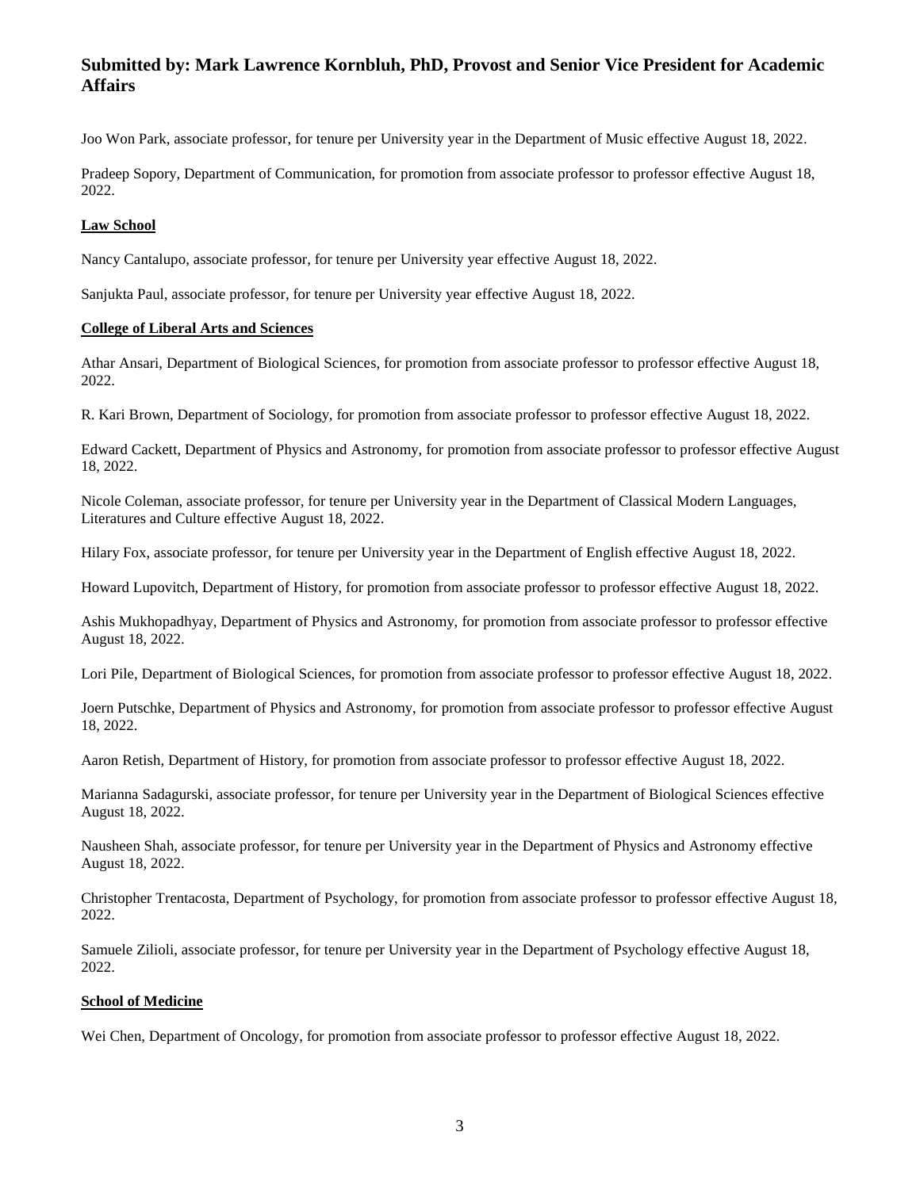## Submitted by: Mark Lawrence Kornbluh, PhD, Provost and Senior Vice President for Academic Affairs

Joo Won Park, associate professor, for tenure per University year in the Department of Music effective August 18, 2022.

Pradeep Sopory, Department of Communication, for promotion from associate professor to professor effective August 18, 2022.

**Law School**

Nancy Cantalupo, associate professor, for tenure per University year effective August 18, 2022.

Sanjukta Paul, associate professor, for tenure per University year effective August 18, 2022.

**College of Liberal Arts and Sciences**

Athar Ansari, Department of Biological Sciences, for promotion from associate professor to professor effective August 18, 2022.

R. Kari Brown, Department of Sociology, for promotion from associate professor to professor effective August 18, 2022.

Edward Cackett, Department of Physics and Astronomy, for promotion from associate professor to professor effective August 18, 2022.

Nicole Coleman, associate professor, for tenure per University year in the Department of Classical Modern Languages, Literatures and Culture effective August 18, 2022.

Hilary Fox, associate professor, for tenure per University year in the Department of English effective August 18, 2022.

Howard Lupovitch, Department of History, for promotion from associate professor to professor effective August 18, 2022.

Ashis Mukhopadhyay, Department of Physics and Astronomy, for promotion from associate professor to professor effective August 18, 2022.

Lori Pile, Department of Biological Sciences, for promotion from associate professor to professor effective August 18, 2022.

Joern Putschke, Department of Physics and Astronomy, for promotion from associate professor to professor effective August 18, 2022.

Aaron Retish, Department of History, for promotion from associate professor to professor effective August 18, 2022.

Marianna Sadagurski, associate professor, for tenure per University year in the Department of Biological Sciences effective August 18, 2022.

Nausheen Shah, associate professor, for tenure per University year in the Department of Physics and Astronomy effective August 18, 2022.

Christopher Trentacosta, Department of Psychology, for promotion from associate professor to professor effective August 18, 2022.

Samuele Zilioli, associate professor, for tenure per University year in the Department of Psychology effective August 18, 2022.

**School of Medicine**

Wei Chen, Department of Oncology, for promotion from associate professor to professor effective August 18, 2022.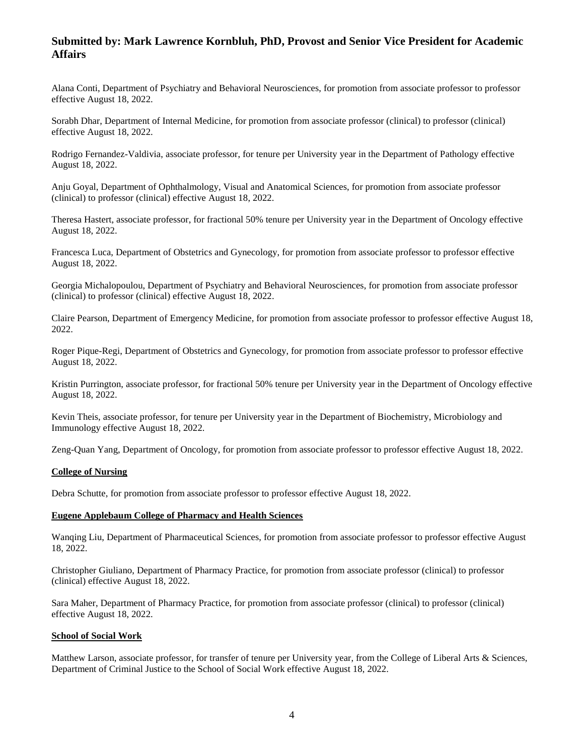## Submitted by: Mark Lawrence Kornbluh, PhD, Provost and Senior Vice President for Academic Affairs

Alana Conti, Department of Psychiatry and Behavioral Neurosciences, for promotion from associate professor to professor effective August 18, 2022.

Sorabh Dhar, Department of Internal Medicine, for promotion from associate professor (clinical) to professor (clinical) effective August 18, 2022.

Rodrigo Fernandez-Valdivia, associate professor, for tenure per University year in the Department of Pathology effective August 18, 2022.

Anju Goyal, Department of Ophthalmology, Visual and Anatomical Sciences, for promotion from associate professor (clinical) to professor (clinical) effective August 18, 2022.

Theresa Hastert, associate professor, for fractional 50% tenure per University year in the Department of Oncology effective August 18, 2022.

Francesca Luca, Department of Obstetrics and Gynecology, for promotion from associate professor to professor effective August 18, 2022.

Georgia Michalopoulou, Department of Psychiatry and Behavioral Neurosciences, for promotion from associate professor (clinical) to professor (clinical) effective August 18, 2022.

Claire Pearson, Department of Emergency Medicine, for promotion from associate professor to professor effective August 18, 2022.

Roger Pique-Regi, Department of Obstetrics and Gynecology, for promotion from associate professor to professor effective August 18, 2022.

Kristin Purrington, associate professor, for fractional 50% tenure per University year in the Department of Oncology effective August 18, 2022.

Kevin Theis, associate professor, for tenure per University year in the Department of Biochemistry, Microbiology and Immunology effective August 18, 2022.

Zeng-Quan Yang, Department of Oncology, for promotion from associate professor to professor effective August 18, 2022.

**College of Nursing**

Debra Schutte, for promotion from associate professor to professor effective August 18, 2022.

**Eugene Applebaum College of Pharmacy and Health Sciences**

Wanqing Liu, Department of Pharmaceutical Sciences, for promotion from associate professor to professor effective August 18, 2022.

Christopher Giuliano, Department of Pharmacy Practice, for promotion from associate professor (clinical) to professor (clinical) effective August 18, 2022.

Sara Maher, Department of Pharmacy Practice, for promotion from associate professor (clinical) to professor (clinical) effective August 18, 2022.

**School of Social Work**

Matthew Larson, associate professor, for transfer of tenure per University year, from the College of Liberal Arts & Sciences, Department of Criminal Justice to the School of Social Work effective August 18, 2022.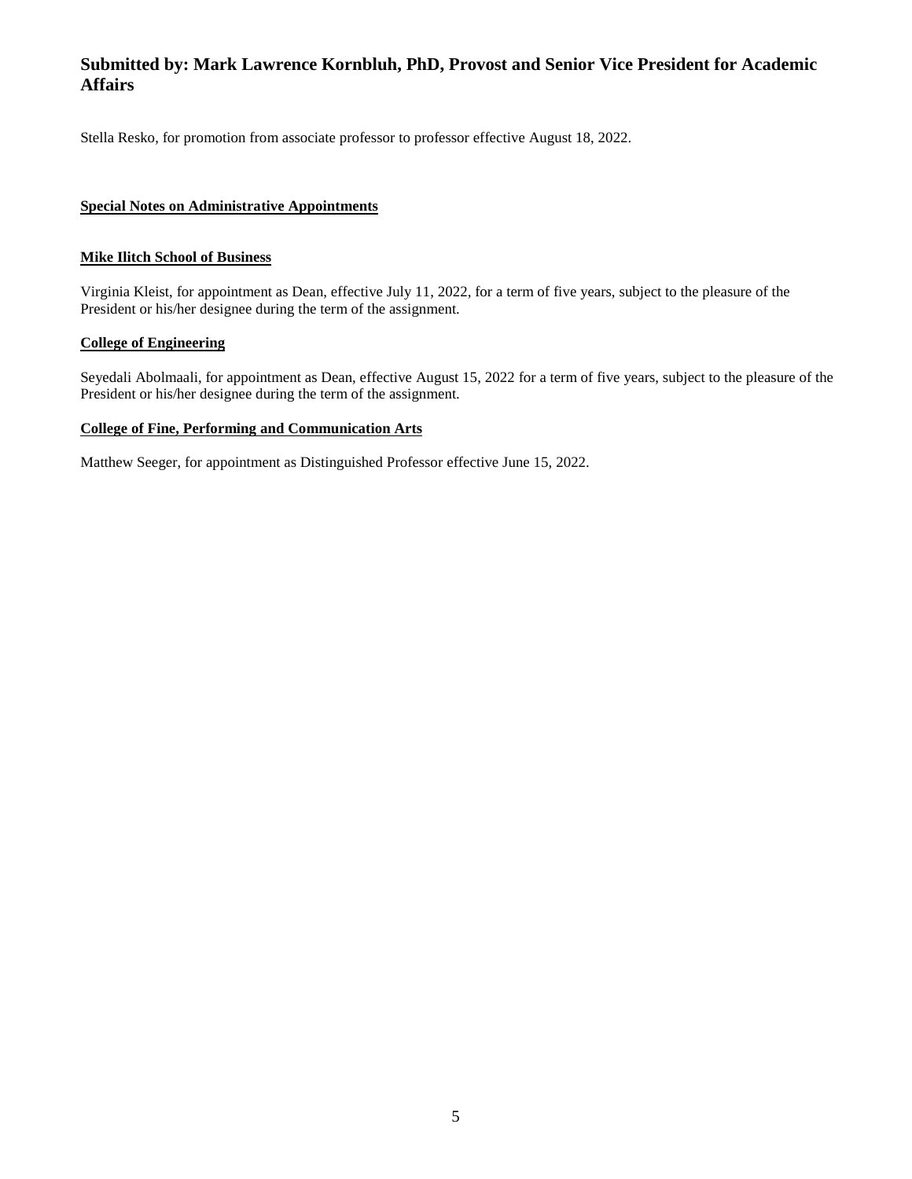## Submitted by: Mark Lawrence Kornbluh, PhD, Provost and Senior Vice President for Academic Affairs

Stella Resko, for promotion from associate professor to professor effective August 18, 2022.

**Special Notes on Administrative Appointments**

**Mike Ilitch School of Business**

Virginia Kleist, for appointment as Dean, effective July 11, 2022, for a term of five years, subject to the pleasure of the President or his/her designee during the term of the assignment.

**College of Engineering**

Seyedali Abolmaali, for appointment as Dean, effective August 15, 2022 for a term of five years, subject to the pleasure of the President or his/her designee during the term of the assignment.

**College of Fine, Performing and Communication Arts**

Matthew Seeger, for appointment as Distinguished Professor effective June 15, 2022.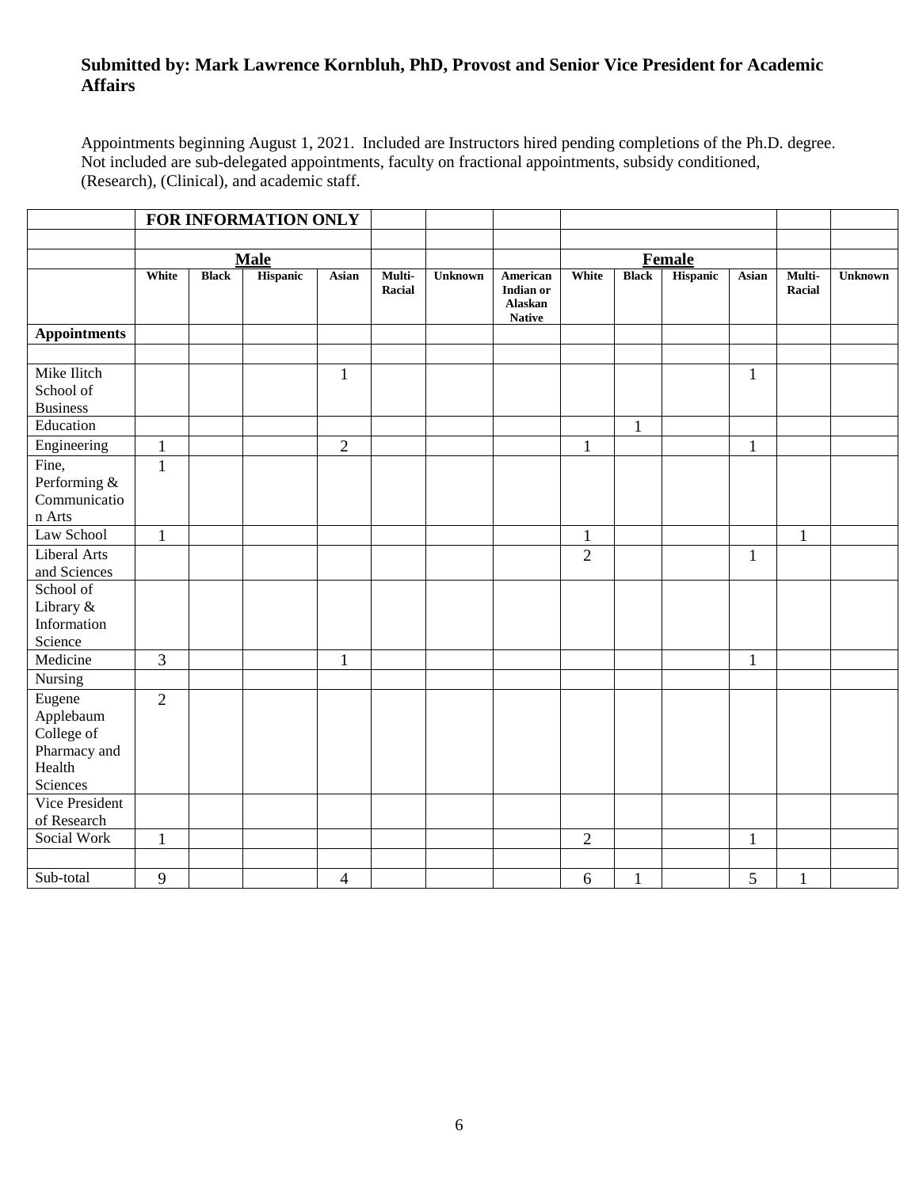**Submitted by: Mark Lawrence Kornbluh, PhD, Provost and Senior Vice President for Academic Affairs**

Appointments beginning August 1, 2021. Included are Instructors hired pending completions of the Ph.D. degree. Not included are sub-delegated appointments, faculty on fractional appointments, subsidy conditioned, (Research), (Clinical), and academic staff.

| | FOR INFORMATION ONLY | | | | | | | | | | | | |
|---|---|---|---|---|---|---|---|---|---|---|---|---|---|
| | | | | | | | | | | | | | |
| | Male | | | | | | | Female | | | | | |
| | White | Black | Hispanic | Asian | Multi-Racial | Unknown | American Indian or Alaskan Native | White | Black | Hispanic | Asian | Multi-Racial | Unknown |
| **Appointments** | | | | | | | | | | | | | |
| | | | | | | | | | | | | | |
| Mike Ilitch School of Business | | | | 1 | | | | | | | 1 | | |
| Education | | | | | | | | | 1 | | | | |
| Engineering | 1 | | | 2 | | | | 1 | | | 1 | | |
| Fine, Performing & Communication Arts | 1 | | | | | | | | | | | | |
| Law School | 1 | | | | | | | 1 | | | | 1 | |
| Liberal Arts and Sciences | | | | | | | | 2 | | | 1 | | |
| School of Library & Information Science | | | | | | | | | | | | | |
| Medicine | 3 | | | 1 | | | | | | | 1 | | |
| Nursing | | | | | | | | | | | | | |
| Eugene Applebaum College of Pharmacy and Health Sciences | 2 | | | | | | | | | | | | |
| Vice President of Research | | | | | | | | | | | | | |
| Social Work | 1 | | | | | | | 2 | | | 1 | | |
| | | | | | | | | | | | | | |
| Sub-total | 9 | | | 4 | | | | 6 | 1 | | 5 | 1 | |